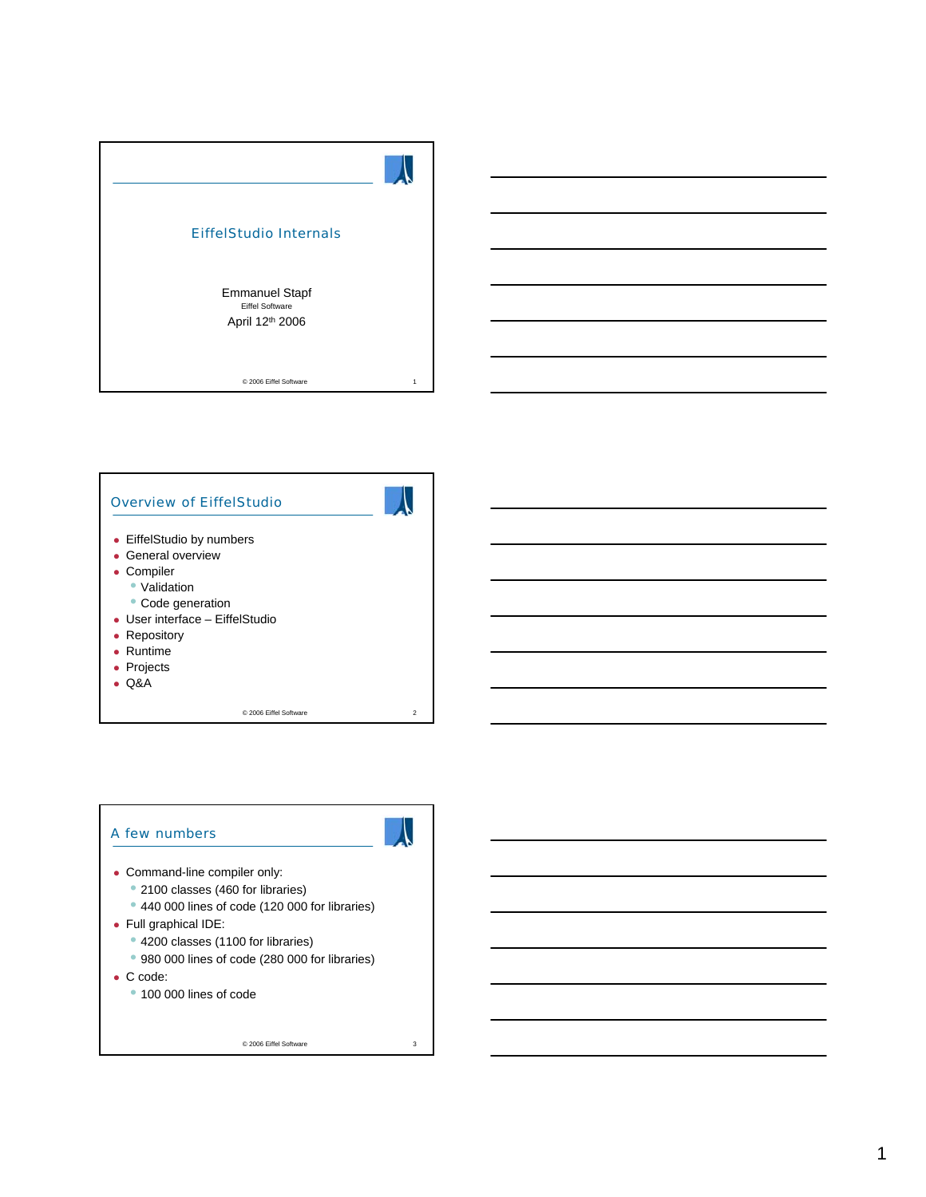# EiffelStudio Internals

Emmanuel Stapf
Eiffel Software
April 12th 2006

© 2006 Eiffel Software

## Overview of EiffelStudio

- EiffelStudio by numbers
- General overview
- Compiler
  - Validation
  - Code generation
- User interface – EiffelStudio
- Repository
- Runtime
- Projects
- Q&A

© 2006 Eiffel Software

## A few numbers

- Command-line compiler only:
  - 2100 classes (460 for libraries)
  - 440 000 lines of code (120 000 for libraries)
- Full graphical IDE:
  - 4200 classes (1100 for libraries)
  - 980 000 lines of code (280 000 for libraries)
- C code:
  - 100 000 lines of code

© 2006 Eiffel Software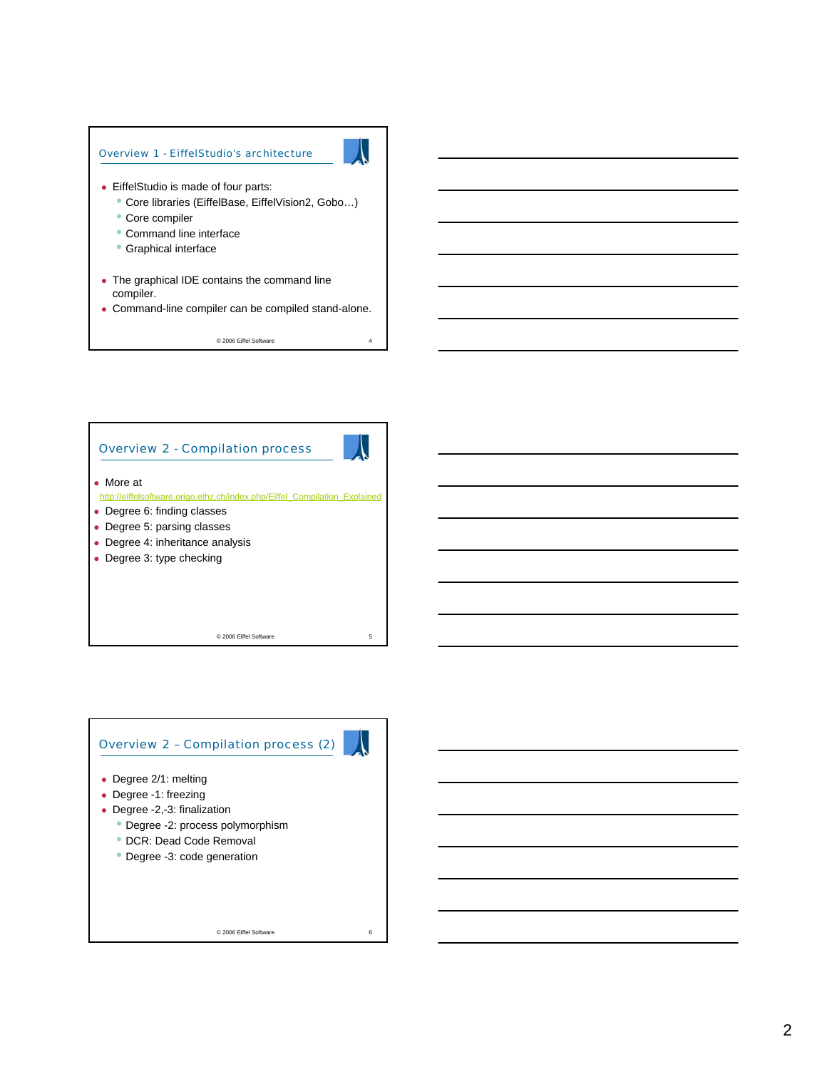## Overview 1 - EiffelStudio's architecture

- EiffelStudio is made of four parts:
  - Core libraries (EiffelBase, EiffelVision2, Gobo…)
  - Core compiler
  - Command line interface
  - Graphical interface
- The graphical IDE contains the command line compiler.
- Command-line compiler can be compiled stand-alone.

© 2006 Eiffel Software

## Overview 2 - Compilation process

- More at http://eiffelsoftware.origo.ethz.ch/index.php/Eiffel_Compilation_Explained
- Degree 6: finding classes
- Degree 5: parsing classes
- Degree 4: inheritance analysis
- Degree 3: type checking

© 2006 Eiffel Software

## Overview 2 – Compilation process (2)

- Degree 2/1: melting
- Degree -1: freezing
- Degree -2,-3: finalization
  - Degree -2: process polymorphism
  - DCR: Dead Code Removal
  - Degree -3: code generation

© 2006 Eiffel Software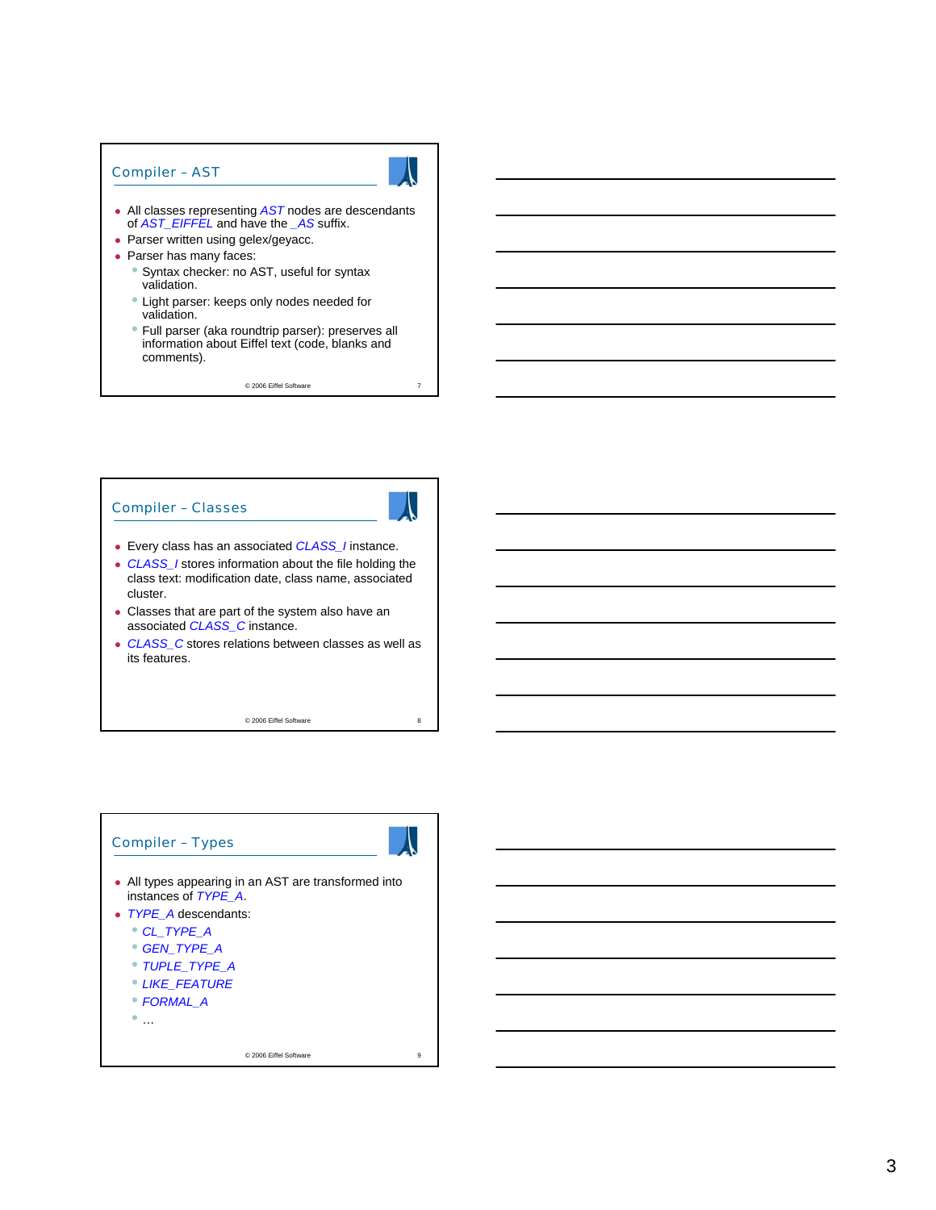## Compiler – AST

- All classes representing *AST* nodes are descendants of *AST_EIFFEL* and have the *_AS* suffix.
- Parser written using gelex/geyacc.
- Parser has many faces:
  - Syntax checker: no AST, useful for syntax validation.
  - Light parser: keeps only nodes needed for validation.
  - Full parser (aka roundtrip parser): preserves all information about Eiffel text (code, blanks and comments).

© 2006 Eiffel Software

## Compiler – Classes

- Every class has an associated *CLASS_I* instance.
- *CLASS_I* stores information about the file holding the class text: modification date, class name, associated cluster.
- Classes that are part of the system also have an associated *CLASS_C* instance.
- *CLASS_C* stores relations between classes as well as its features.

© 2006 Eiffel Software

## Compiler – Types

- All types appearing in an AST are transformed into instances of *TYPE_A*.
- *TYPE_A* descendants:
  - *CL_TYPE_A*
  - *GEN_TYPE_A*
  - *TUPLE_TYPE_A*
  - *LIKE_FEATURE*
  - *FORMAL_A*
  - …

© 2006 Eiffel Software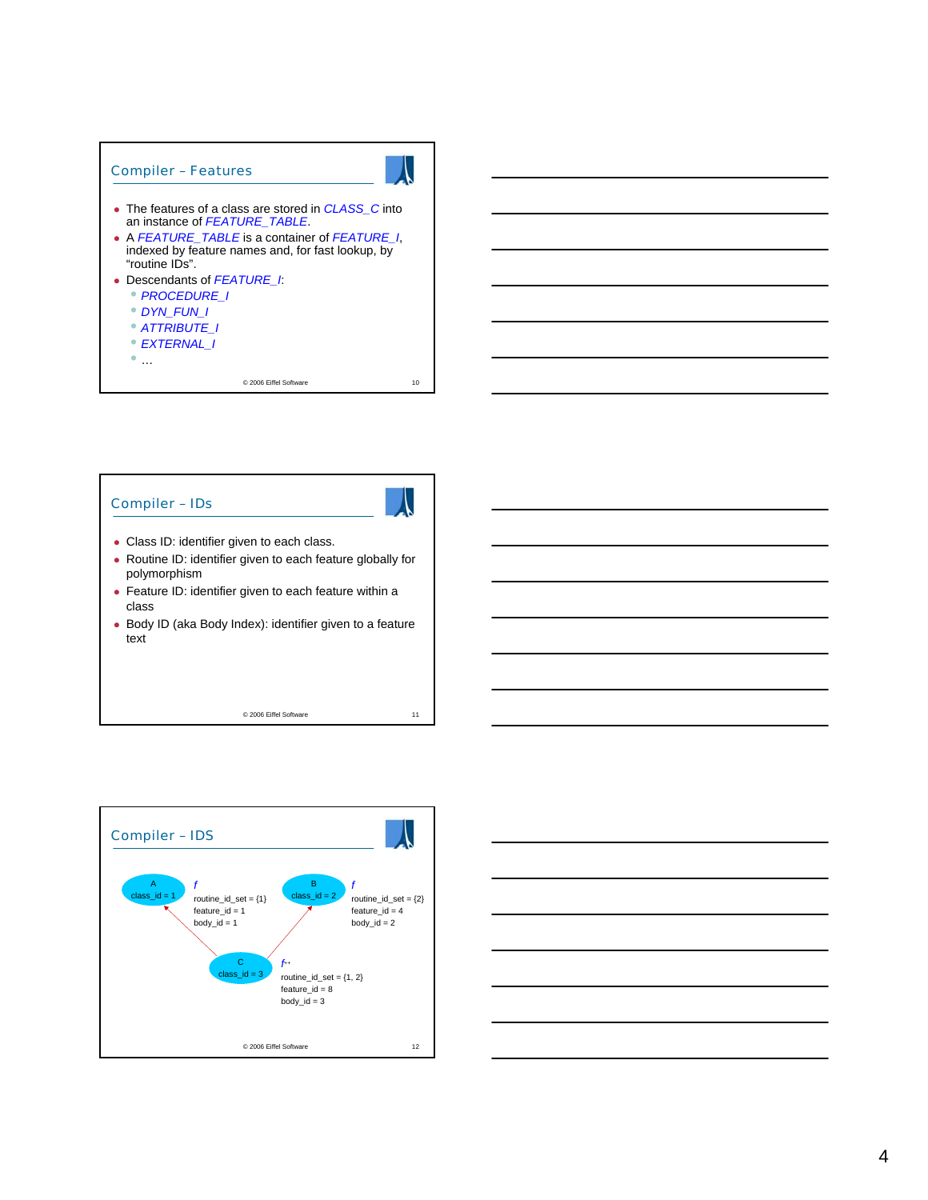## Compiler – Features

- The features of a class are stored in *CLASS_C* into an instance of *FEATURE_TABLE*.
- A *FEATURE_TABLE* is a container of *FEATURE_I*, indexed by feature names and, for fast lookup, by "routine IDs".
- Descendants of *FEATURE_I*:
  - *PROCEDURE_I*
  - *DYN_FUN_I*
  - *ATTRIBUTE_I*
  - *EXTERNAL_I*
  - …

© 2006 Eiffel Software

## Compiler – IDs

- Class ID: identifier given to each class.
- Routine ID: identifier given to each feature globally for polymorphism
- Feature ID: identifier given to each feature within a class
- Body ID (aka Body Index): identifier given to a feature text

© 2006 Eiffel Software

## Compiler – IDS

A
class_id = 1

*f*
routine_id_set = {1}
feature_id = 1
body_id = 1

B
class_id = 2

*f*
routine_id_set = {2}
feature_id = 4
body_id = 2

C
class_id = 3

*f*++
routine_id_set = {1, 2}
feature_id = 8
body_id = 3

© 2006 Eiffel Software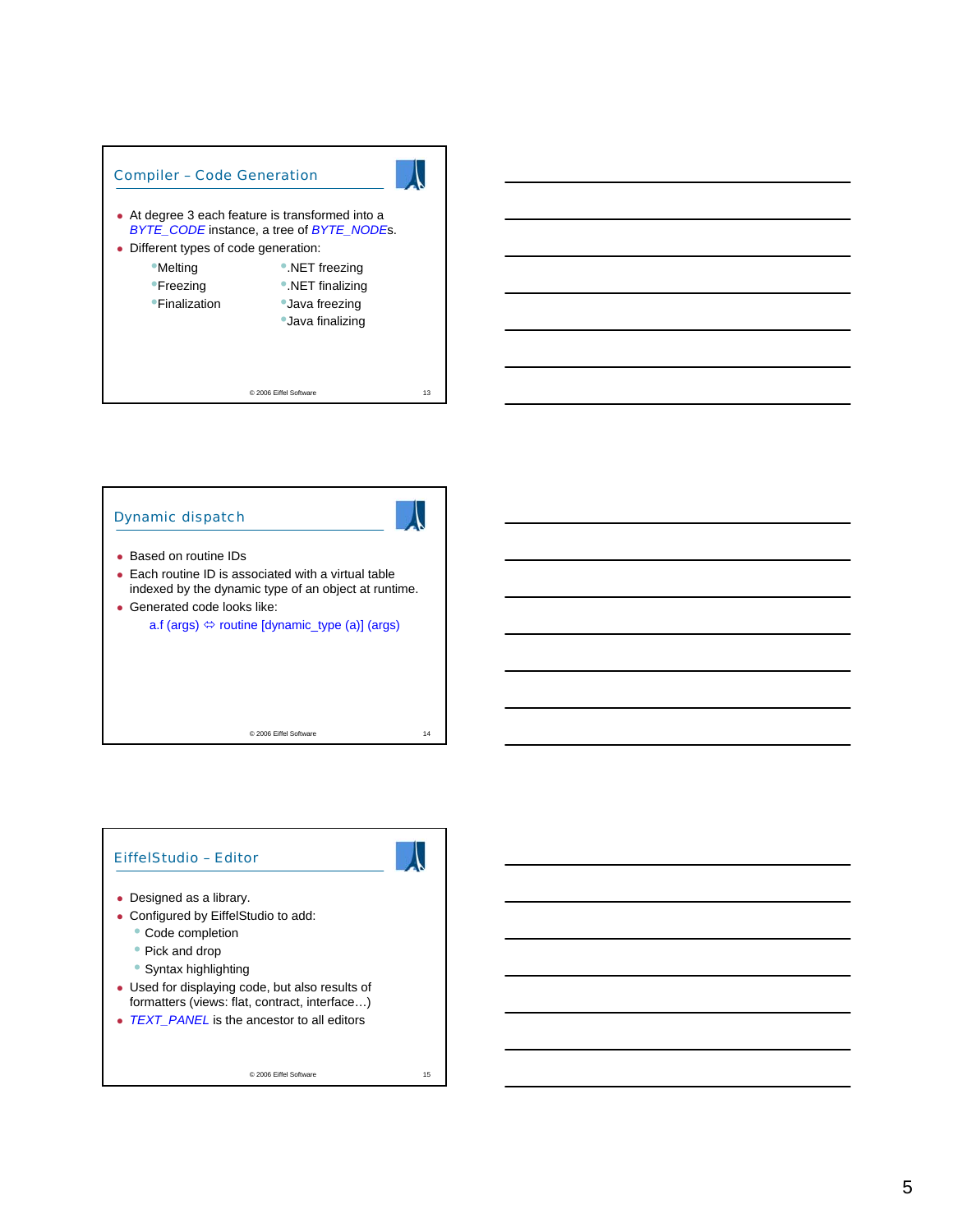## Compiler – Code Generation

- At degree 3 each feature is transformed into a *BYTE_CODE* instance, a tree of *BYTE_NODE*s.
- Different types of code generation:
  - Melting
  - Freezing
  - Finalization
  - .NET freezing
  - .NET finalizing
  - Java freezing
  - Java finalizing

© 2006 Eiffel Software

## Dynamic dispatch

- Based on routine IDs
- Each routine ID is associated with a virtual table indexed by the dynamic type of an object at runtime.
- Generated code looks like:

  a.f (args) ⇔ routine [dynamic_type (a)] (args)

© 2006 Eiffel Software

## EiffelStudio – Editor

- Designed as a library.
- Configured by EiffelStudio to add:
  - Code completion
  - Pick and drop
  - Syntax highlighting
- Used for displaying code, but also results of formatters (views: flat, contract, interface…)
- *TEXT_PANEL* is the ancestor to all editors

© 2006 Eiffel Software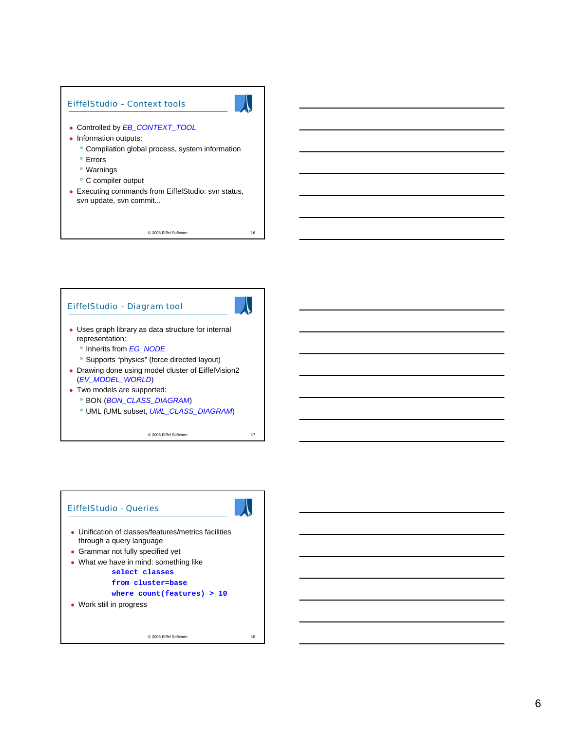## EiffelStudio – Context tools

- Controlled by *EB_CONTEXT_TOOL*
- Information outputs:
  - Compilation global process, system information
  - Errors
  - Warnings
  - C compiler output
- Executing commands from EiffelStudio: svn status, svn update, svn commit...

© 2006 Eiffel Software

## EiffelStudio – Diagram tool

- Uses graph library as data structure for internal representation:
  - Inherits from *EG_NODE*
  - Supports "physics" (force directed layout)
- Drawing done using model cluster of EiffelVision2 (*EV_MODEL_WORLD*)
- Two models are supported:
  - BON (*BON_CLASS_DIAGRAM*)
  - UML (UML subset, *UML_CLASS_DIAGRAM*)

© 2006 Eiffel Software

## EiffelStudio - Queries

- Unification of classes/features/metrics facilities through a query language
- Grammar not fully specified yet
- What we have in mind: something like

```
select classes
from cluster=base
where count(features) > 10
```

- Work still in progress

© 2006 Eiffel Software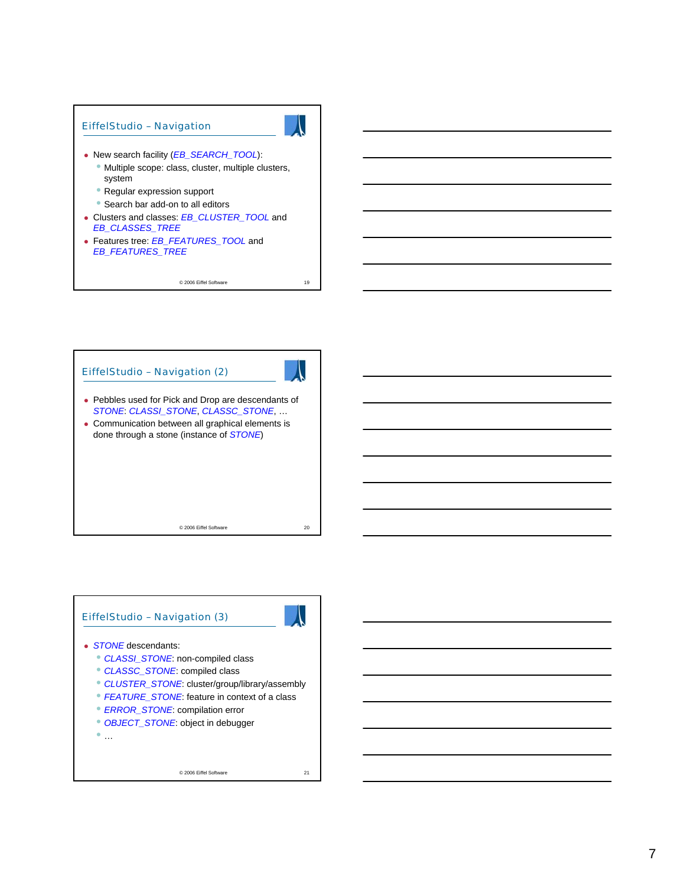## EiffelStudio – Navigation

- New search facility (*EB_SEARCH_TOOL*):
  - Multiple scope: class, cluster, multiple clusters, system
  - Regular expression support
  - Search bar add-on to all editors
- Clusters and classes: *EB_CLUSTER_TOOL* and *EB_CLASSES_TREE*
- Features tree: *EB_FEATURES_TOOL* and *EB_FEATURES_TREE*

© 2006 Eiffel Software

## EiffelStudio – Navigation (2)

- Pebbles used for Pick and Drop are descendants of *STONE*: *CLASSI_STONE*, *CLASSC_STONE*, …
- Communication between all graphical elements is done through a stone (instance of *STONE*)

© 2006 Eiffel Software

## EiffelStudio – Navigation (3)

- *STONE* descendants:
  - *CLASSI_STONE*: non-compiled class
  - *CLASSC_STONE*: compiled class
  - *CLUSTER_STONE*: cluster/group/library/assembly
  - *FEATURE_STONE*: feature in context of a class
  - *ERROR_STONE*: compilation error
  - *OBJECT_STONE*: object in debugger
  - …

© 2006 Eiffel Software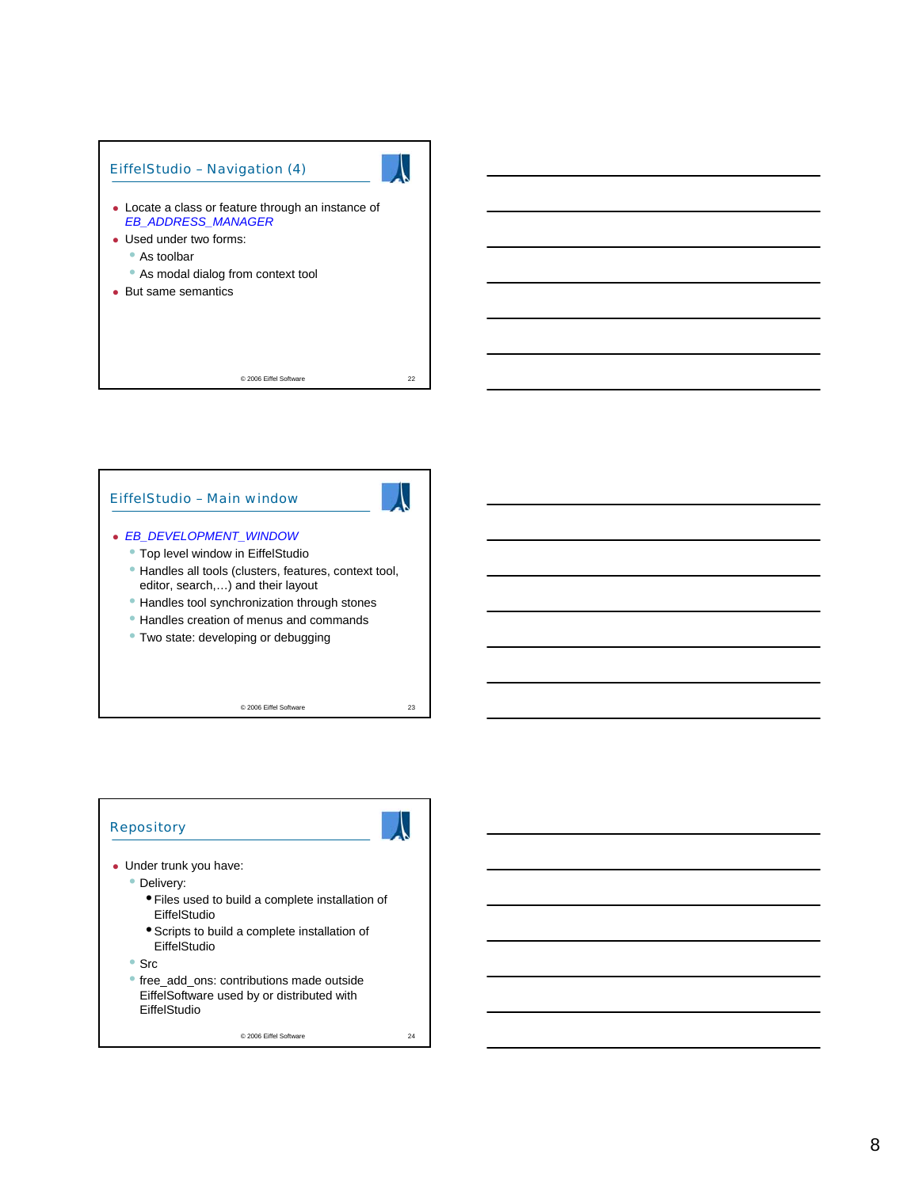## EiffelStudio – Navigation (4)

- Locate a class or feature through an instance of *EB_ADDRESS_MANAGER*
- Used under two forms:
  - As toolbar
  - As modal dialog from context tool
- But same semantics

## EiffelStudio – Main window

- *EB_DEVELOPMENT_WINDOW*
  - Top level window in EiffelStudio
  - Handles all tools (clusters, features, context tool, editor, search,…) and their layout
  - Handles tool synchronization through stones
  - Handles creation of menus and commands
  - Two state: developing or debugging

## Repository

- Under trunk you have:
  - Delivery:
    - Files used to build a complete installation of EiffelStudio
    - Scripts to build a complete installation of EiffelStudio
  - Src
  - free_add_ons: contributions made outside EiffelSoftware used by or distributed with EiffelStudio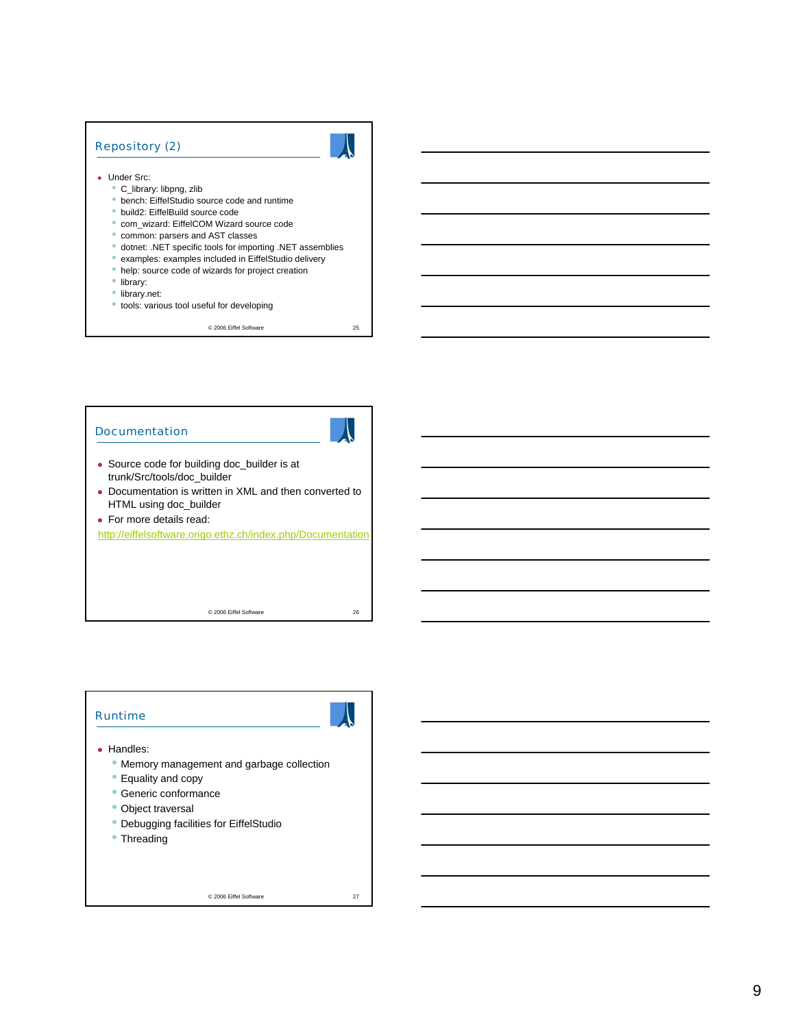## Repository (2)

- Under Src:
  - C_library: libpng, zlib
  - bench: EiffelStudio source code and runtime
  - build2: EiffelBuild source code
  - com_wizard: EiffelCOM Wizard source code
  - common: parsers and AST classes
  - dotnet: .NET specific tools for importing .NET assemblies
  - examples: examples included in EiffelStudio delivery
  - help: source code of wizards for project creation
  - library:
  - library.net:
  - tools: various tool useful for developing

© 2006 Eiffel Software

## Documentation

- Source code for building doc_builder is at trunk/Src/tools/doc_builder
- Documentation is written in XML and then converted to HTML using doc_builder
- For more details read:

http://eiffelsoftware.origo.ethz.ch/index.php/Documentation

© 2006 Eiffel Software

## Runtime

- Handles:
  - Memory management and garbage collection
  - Equality and copy
  - Generic conformance
  - Object traversal
  - Debugging facilities for EiffelStudio
  - Threading

© 2006 Eiffel Software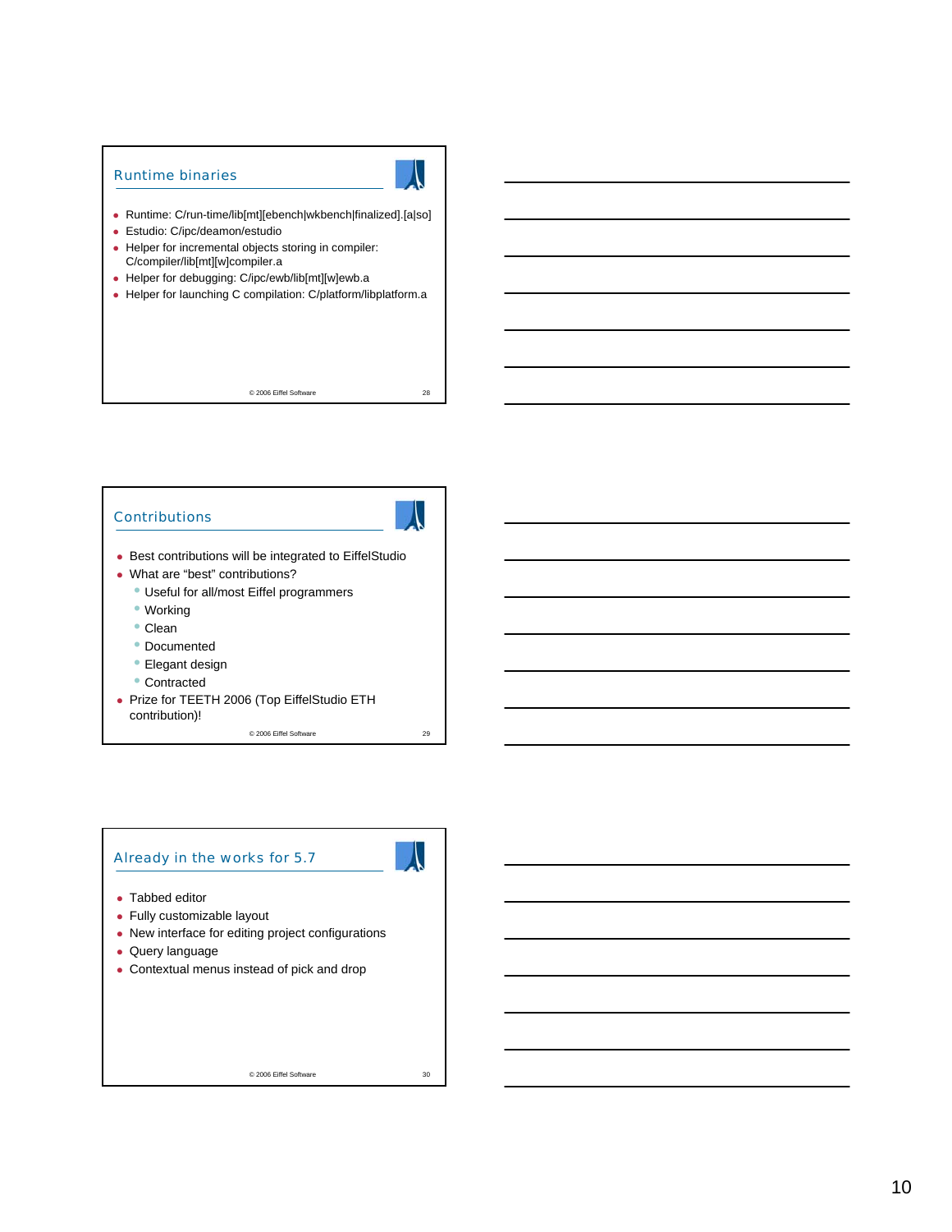## Runtime binaries

- Runtime: C/run-time/lib[mt][ebench|wkbench|finalized].[a|so]
- Estudio: C/ipc/deamon/estudio
- Helper for incremental objects storing in compiler: C/compiler/lib[mt][w]compiler.a
- Helper for debugging: C/ipc/ewb/lib[mt][w]ewb.a
- Helper for launching C compilation: C/platform/libplatform.a

© 2006 Eiffel Software

## Contributions

- Best contributions will be integrated to EiffelStudio
- What are "best" contributions?
  - Useful for all/most Eiffel programmers
  - Working
  - Clean
  - Documented
  - Elegant design
  - Contracted
- Prize for TEETH 2006 (Top EiffelStudio ETH contribution)!

© 2006 Eiffel Software

## Already in the works for 5.7

- Tabbed editor
- Fully customizable layout
- New interface for editing project configurations
- Query language
- Contextual menus instead of pick and drop

© 2006 Eiffel Software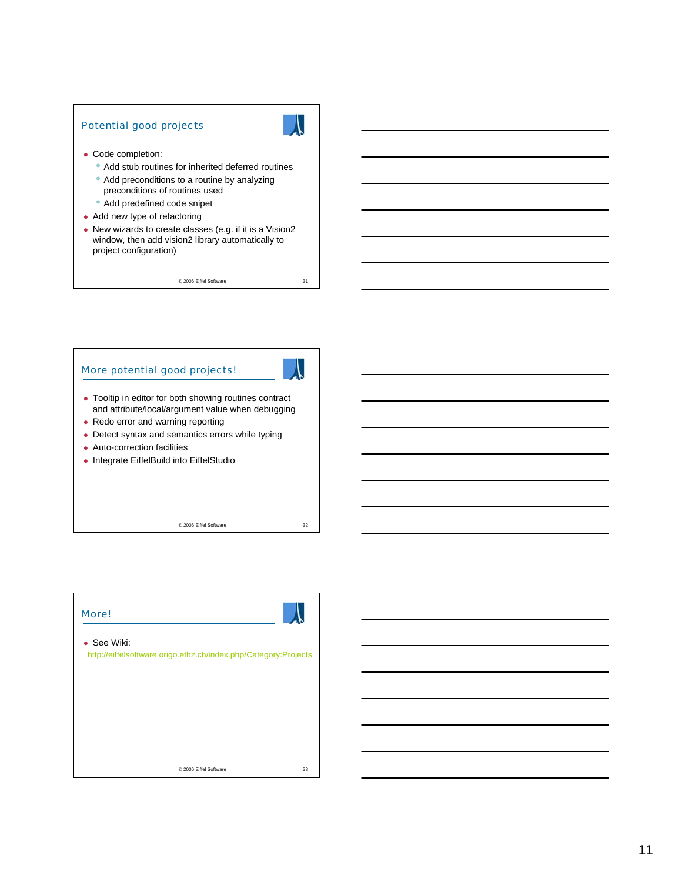## Potential good projects

- Code completion:
  - Add stub routines for inherited deferred routines
  - Add preconditions to a routine by analyzing preconditions of routines used
  - Add predefined code snipet
- Add new type of refactoring
- New wizards to create classes (e.g. if it is a Vision2 window, then add vision2 library automatically to project configuration)

© 2006 Eiffel Software

## More potential good projects!

- Tooltip in editor for both showing routines contract and attribute/local/argument value when debugging
- Redo error and warning reporting
- Detect syntax and semantics errors while typing
- Auto-correction facilities
- Integrate EiffelBuild into EiffelStudio

© 2006 Eiffel Software

## More!

- See Wiki: http://eiffelsoftware.origo.ethz.ch/index.php/Category:Projects

© 2006 Eiffel Software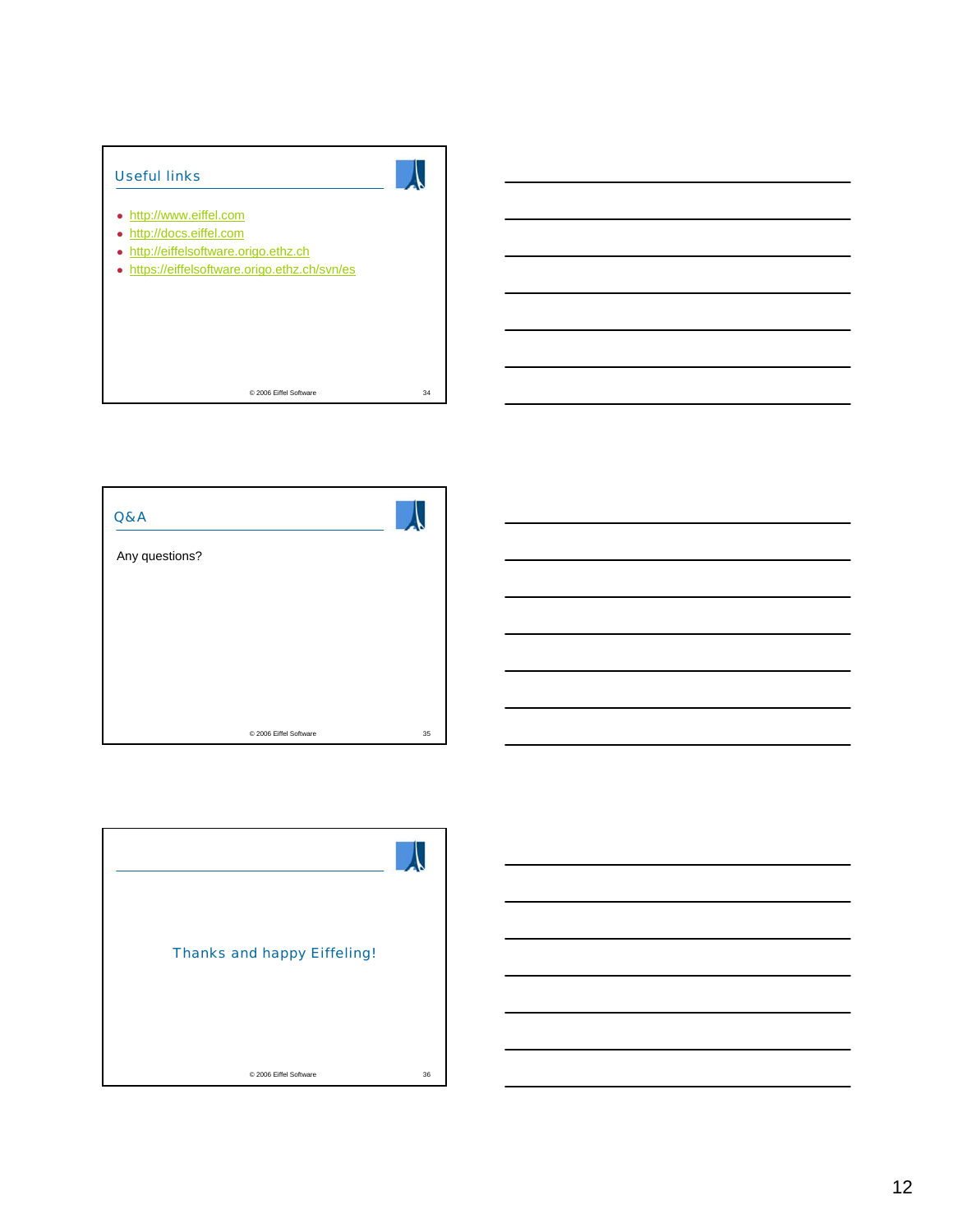## Useful links

- http://www.eiffel.com
- http://docs.eiffel.com
- http://eiffelsoftware.origo.ethz.ch
- https://eiffelsoftware.origo.ethz.ch/svn/es

© 2006 Eiffel Software

## Q&A

Any questions?

© 2006 Eiffel Software

Thanks and happy Eiffeling!

© 2006 Eiffel Software